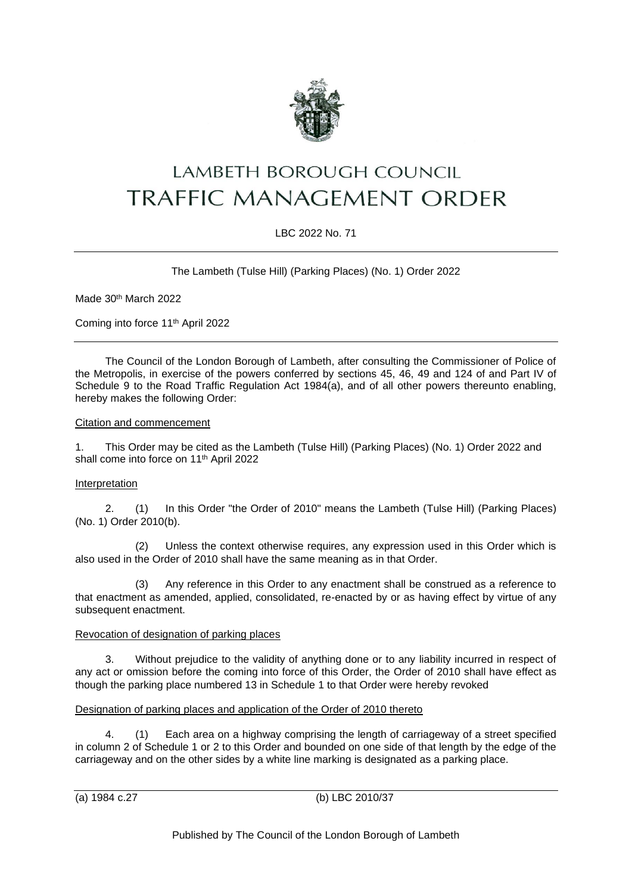# LAMBETH BOROUGH COUNCIL

# TRAFFIC MANAGEMENT ORDER

LBC 2022 No. 71

---

The Lambeth (Tulse Hill) (Parking Places) (No. 1) Order 2022

Made 30th March 2022

Coming into force 11th April 2022

---

The Council of the London Borough of Lambeth, after consulting the Commissioner of Police of the Metropolis, in exercise of the powers conferred by sections 45, 46, 49 and 124 of and Part IV of Schedule 9 to the Road Traffic Regulation Act 1984(a), and of all other powers thereunto enabling, hereby makes the following Order:

<u>Citation and commencement</u>

1. This Order may be cited as the Lambeth (Tulse Hill) (Parking Places) (No. 1) Order 2022 and shall come into force on 11th April 2022

<u>Interpretation</u>

2. (1) In this Order "the Order of 2010" means the Lambeth (Tulse Hill) (Parking Places) (No. 1) Order 2010(b).

(2) Unless the context otherwise requires, any expression used in this Order which is also used in the Order of 2010 shall have the same meaning as in that Order.

(3) Any reference in this Order to any enactment shall be construed as a reference to that enactment as amended, applied, consolidated, re-enacted by or as having effect by virtue of any subsequent enactment.

<u>Revocation of designation of parking places</u>

3. Without prejudice to the validity of anything done or to any liability incurred in respect of any act or omission before the coming into force of this Order, the Order of 2010 shall have effect as though the parking place numbered 13 in Schedule 1 to that Order were hereby revoked

<u>Designation of parking places and application of the Order of 2010 thereto</u>

4. (1) Each area on a highway comprising the length of carriageway of a street specified in column 2 of Schedule 1 or 2 to this Order and bounded on one side of that length by the edge of the carriageway and on the other sides by a white line marking is designated as a parking place.

---

(a) 1984 c.27

(b) LBC 2010/37

Published by The Council of the London Borough of Lambeth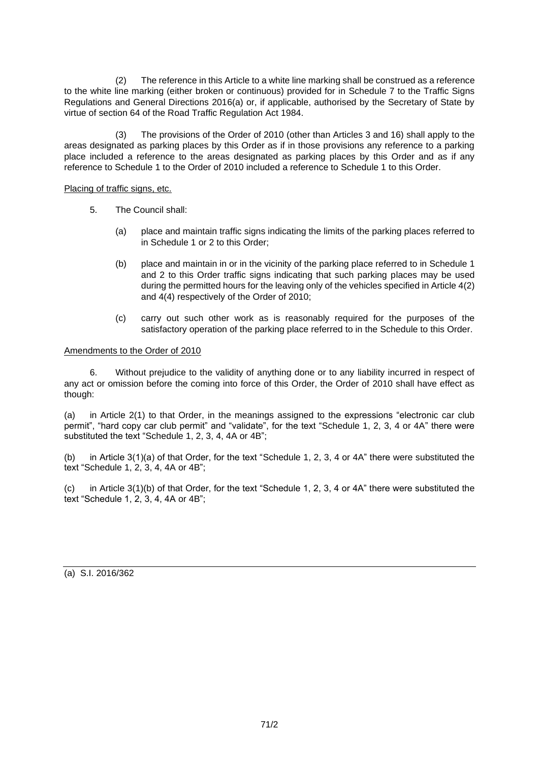(2) The reference in this Article to a white line marking shall be construed as a reference to the white line marking (either broken or continuous) provided for in Schedule 7 to the Traffic Signs Regulations and General Directions 2016(a) or, if applicable, authorised by the Secretary of State by virtue of section 64 of the Road Traffic Regulation Act 1984.

(3) The provisions of the Order of 2010 (other than Articles 3 and 16) shall apply to the areas designated as parking places by this Order as if in those provisions any reference to a parking place included a reference to the areas designated as parking places by this Order and as if any reference to Schedule 1 to the Order of 2010 included a reference to Schedule 1 to this Order.

Placing of traffic signs, etc.

5. The Council shall:

(a) place and maintain traffic signs indicating the limits of the parking places referred to in Schedule 1 or 2 to this Order;

(b) place and maintain in or in the vicinity of the parking place referred to in Schedule 1 and 2 to this Order traffic signs indicating that such parking places may be used during the permitted hours for the leaving only of the vehicles specified in Article 4(2) and 4(4) respectively of the Order of 2010;

(c) carry out such other work as is reasonably required for the purposes of the satisfactory operation of the parking place referred to in the Schedule to this Order.

Amendments to the Order of 2010

6. Without prejudice to the validity of anything done or to any liability incurred in respect of any act or omission before the coming into force of this Order, the Order of 2010 shall have effect as though:

(a) in Article 2(1) to that Order, in the meanings assigned to the expressions "electronic car club permit", "hard copy car club permit" and "validate", for the text "Schedule 1, 2, 3, 4 or 4A" there were substituted the text "Schedule 1, 2, 3, 4, 4A or 4B";

(b) in Article 3(1)(a) of that Order, for the text "Schedule 1, 2, 3, 4 or 4A" there were substituted the text "Schedule 1, 2, 3, 4, 4A or 4B";

(c) in Article 3(1)(b) of that Order, for the text "Schedule 1, 2, 3, 4 or 4A" there were substituted the text "Schedule 1, 2, 3, 4, 4A or 4B";

---

(a) S.I. 2016/362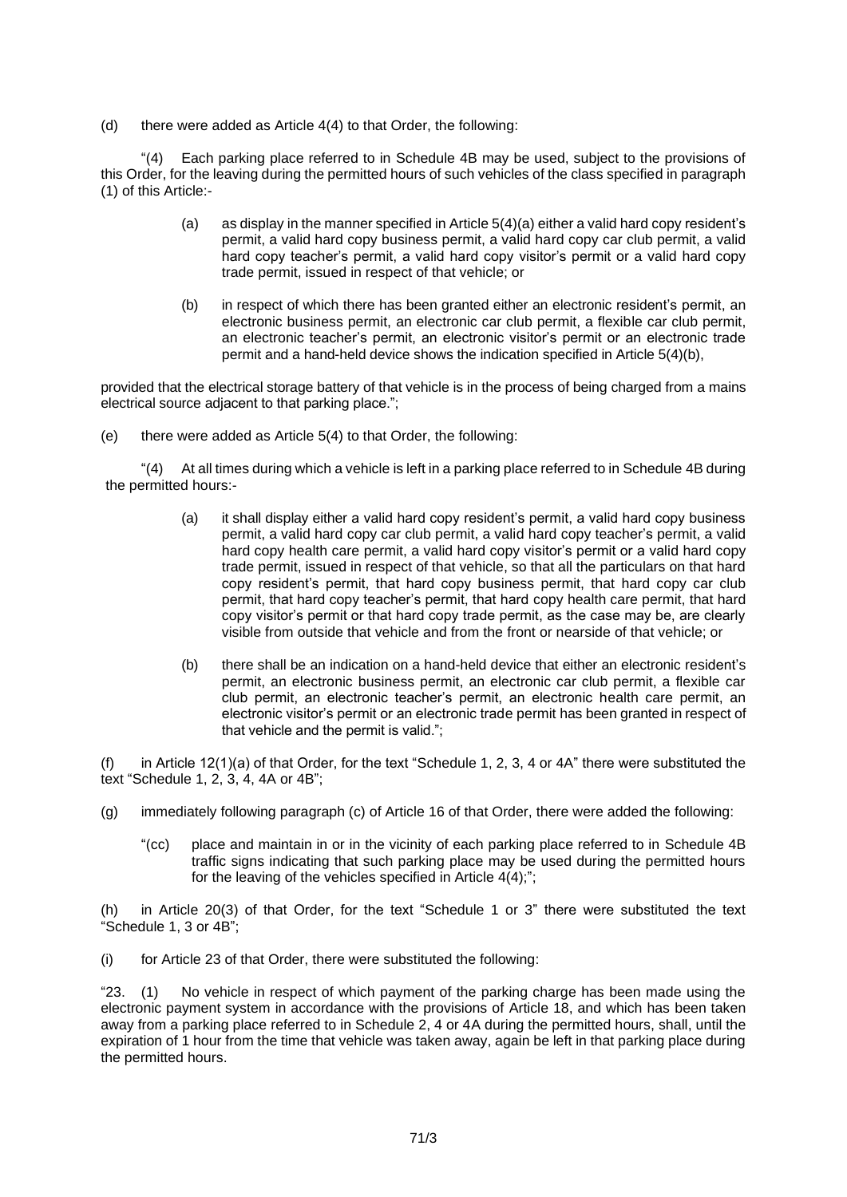(d) there were added as Article 4(4) to that Order, the following:

"(4) Each parking place referred to in Schedule 4B may be used, subject to the provisions of this Order, for the leaving during the permitted hours of such vehicles of the class specified in paragraph (1) of this Article:-

> (a) as display in the manner specified in Article 5(4)(a) either a valid hard copy resident's permit, a valid hard copy business permit, a valid hard copy car club permit, a valid hard copy teacher's permit, a valid hard copy visitor's permit or a valid hard copy trade permit, issued in respect of that vehicle; or
>
> (b) in respect of which there has been granted either an electronic resident's permit, an electronic business permit, an electronic car club permit, a flexible car club permit, an electronic teacher's permit, an electronic visitor's permit or an electronic trade permit and a hand-held device shows the indication specified in Article 5(4)(b),

provided that the electrical storage battery of that vehicle is in the process of being charged from a mains electrical source adjacent to that parking place.";

(e) there were added as Article 5(4) to that Order, the following:

"(4) At all times during which a vehicle is left in a parking place referred to in Schedule 4B during the permitted hours:-

> (a) it shall display either a valid hard copy resident's permit, a valid hard copy business permit, a valid hard copy car club permit, a valid hard copy teacher's permit, a valid hard copy health care permit, a valid hard copy visitor's permit or a valid hard copy trade permit, issued in respect of that vehicle, so that all the particulars on that hard copy resident's permit, that hard copy business permit, that hard copy car club permit, that hard copy teacher's permit, that hard copy health care permit, that hard copy visitor's permit or that hard copy trade permit, as the case may be, are clearly visible from outside that vehicle and from the front or nearside of that vehicle; or
>
> (b) there shall be an indication on a hand-held device that either an electronic resident's permit, an electronic business permit, an electronic car club permit, a flexible car club permit, an electronic teacher's permit, an electronic health care permit, an electronic visitor's permit or an electronic trade permit has been granted in respect of that vehicle and the permit is valid.";

(f) in Article 12(1)(a) of that Order, for the text "Schedule 1, 2, 3, 4 or 4A" there were substituted the text "Schedule 1, 2, 3, 4, 4A or 4B";

(g) immediately following paragraph (c) of Article 16 of that Order, there were added the following:

> "(cc) place and maintain in or in the vicinity of each parking place referred to in Schedule 4B traffic signs indicating that such parking place may be used during the permitted hours for the leaving of the vehicles specified in Article 4(4);";

(h) in Article 20(3) of that Order, for the text "Schedule 1 or 3" there were substituted the text "Schedule 1, 3 or 4B";

(i) for Article 23 of that Order, there were substituted the following:

"23. (1) No vehicle in respect of which payment of the parking charge has been made using the electronic payment system in accordance with the provisions of Article 18, and which has been taken away from a parking place referred to in Schedule 2, 4 or 4A during the permitted hours, shall, until the expiration of 1 hour from the time that vehicle was taken away, again be left in that parking place during the permitted hours.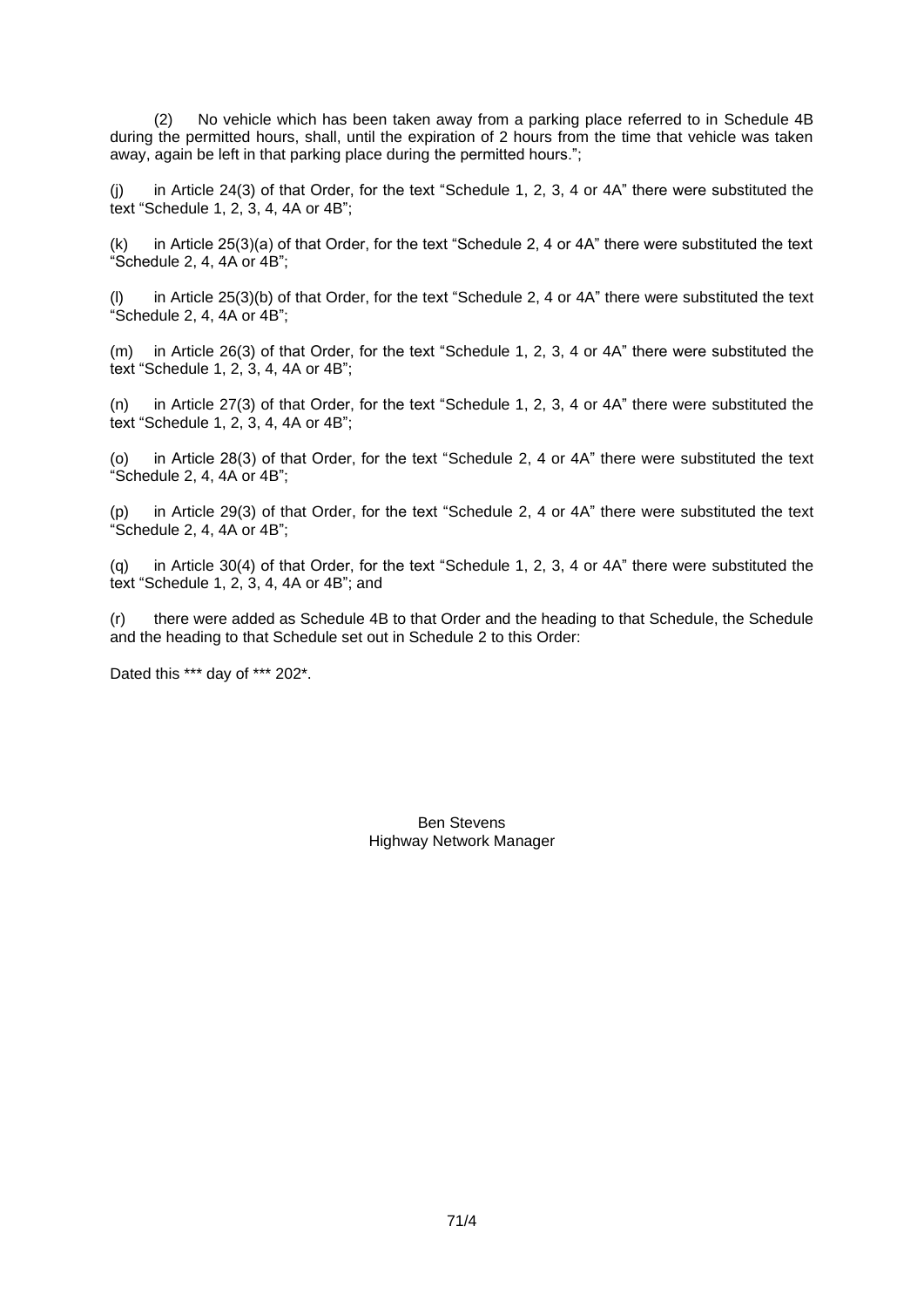(2) No vehicle which has been taken away from a parking place referred to in Schedule 4B during the permitted hours, shall, until the expiration of 2 hours from the time that vehicle was taken away, again be left in that parking place during the permitted hours.";

(j) in Article 24(3) of that Order, for the text "Schedule 1, 2, 3, 4 or 4A" there were substituted the text "Schedule 1, 2, 3, 4, 4A or 4B";

(k) in Article 25(3)(a) of that Order, for the text "Schedule 2, 4 or 4A" there were substituted the text "Schedule 2, 4, 4A or 4B";

(l) in Article 25(3)(b) of that Order, for the text "Schedule 2, 4 or 4A" there were substituted the text "Schedule 2, 4, 4A or 4B";

(m) in Article 26(3) of that Order, for the text "Schedule 1, 2, 3, 4 or 4A" there were substituted the text "Schedule 1, 2, 3, 4, 4A or 4B";

(n) in Article 27(3) of that Order, for the text "Schedule 1, 2, 3, 4 or 4A" there were substituted the text "Schedule 1, 2, 3, 4, 4A or 4B";

(o) in Article 28(3) of that Order, for the text "Schedule 2, 4 or 4A" there were substituted the text "Schedule 2, 4, 4A or 4B";

(p) in Article 29(3) of that Order, for the text "Schedule 2, 4 or 4A" there were substituted the text "Schedule 2, 4, 4A or 4B";

(q) in Article 30(4) of that Order, for the text "Schedule 1, 2, 3, 4 or 4A" there were substituted the text "Schedule 1, 2, 3, 4, 4A or 4B"; and

(r) there were added as Schedule 4B to that Order and the heading to that Schedule, the Schedule and the heading to that Schedule set out in Schedule 2 to this Order:

Dated this *** day of *** 202*.

Ben Stevens
Highway Network Manager

71/4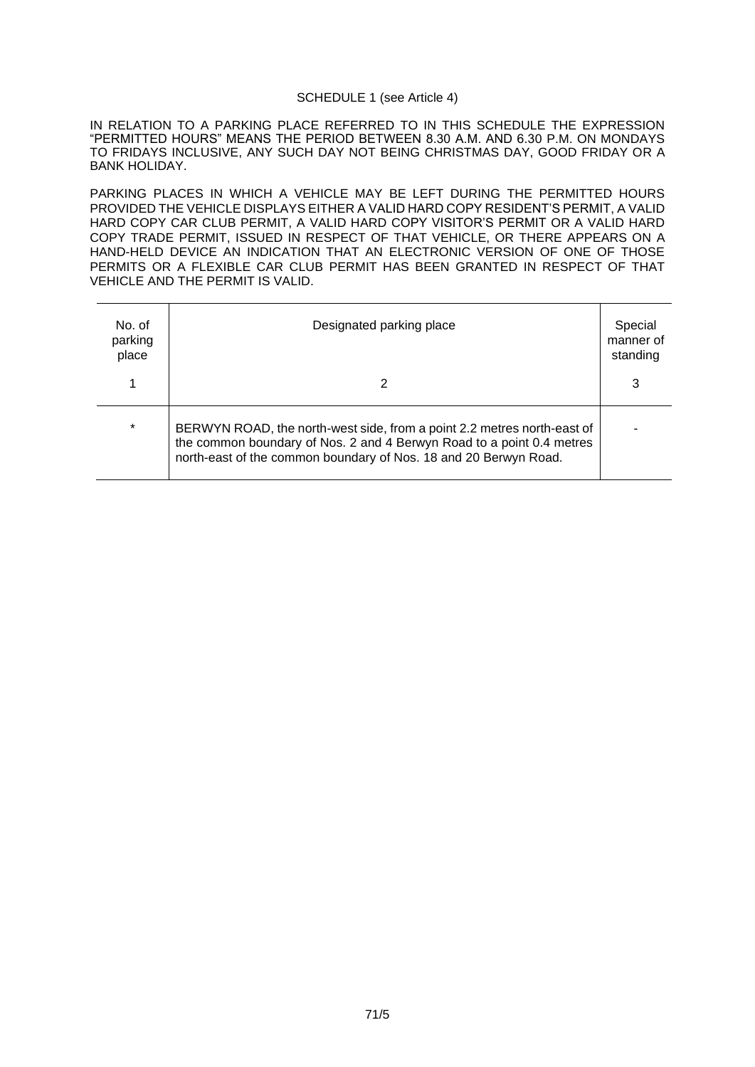SCHEDULE 1 (see Article 4)

IN RELATION TO A PARKING PLACE REFERRED TO IN THIS SCHEDULE THE EXPRESSION "PERMITTED HOURS" MEANS THE PERIOD BETWEEN 8.30 A.M. AND 6.30 P.M. ON MONDAYS TO FRIDAYS INCLUSIVE, ANY SUCH DAY NOT BEING CHRISTMAS DAY, GOOD FRIDAY OR A BANK HOLIDAY.

PARKING PLACES IN WHICH A VEHICLE MAY BE LEFT DURING THE PERMITTED HOURS PROVIDED THE VEHICLE DISPLAYS EITHER A VALID HARD COPY RESIDENT'S PERMIT, A VALID HARD COPY CAR CLUB PERMIT, A VALID HARD COPY VISITOR'S PERMIT OR A VALID HARD COPY TRADE PERMIT, ISSUED IN RESPECT OF THAT VEHICLE, OR THERE APPEARS ON A HAND-HELD DEVICE AN INDICATION THAT AN ELECTRONIC VERSION OF ONE OF THOSE PERMITS OR A FLEXIBLE CAR CLUB PERMIT HAS BEEN GRANTED IN RESPECT OF THAT VEHICLE AND THE PERMIT IS VALID.

| No. of parking place | Designated parking place | Special manner of standing |
|---|---|---|
| 1 | 2 | 3 |
| * | BERWYN ROAD, the north-west side, from a point 2.2 metres north-east of the common boundary of Nos. 2 and 4 Berwyn Road to a point 0.4 metres north-east of the common boundary of Nos. 18 and 20 Berwyn Road. | - |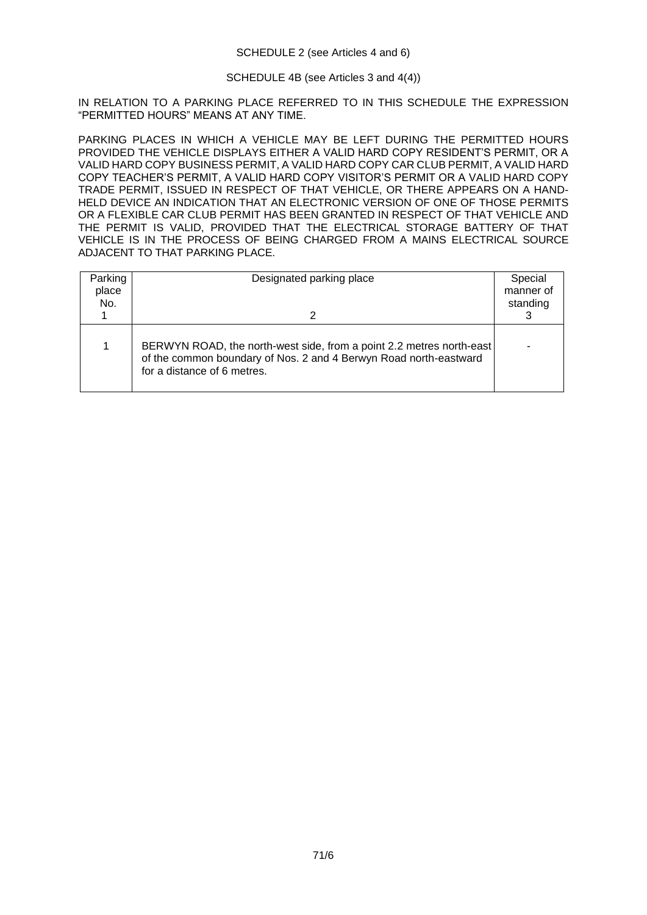SCHEDULE 2 (see Articles 4 and 6)

SCHEDULE 4B (see Articles 3 and 4(4))

IN RELATION TO A PARKING PLACE REFERRED TO IN THIS SCHEDULE THE EXPRESSION "PERMITTED HOURS" MEANS AT ANY TIME.

PARKING PLACES IN WHICH A VEHICLE MAY BE LEFT DURING THE PERMITTED HOURS PROVIDED THE VEHICLE DISPLAYS EITHER A VALID HARD COPY RESIDENT'S PERMIT, OR A VALID HARD COPY BUSINESS PERMIT, A VALID HARD COPY CAR CLUB PERMIT, A VALID HARD COPY TEACHER'S PERMIT, A VALID HARD COPY VISITOR'S PERMIT OR A VALID HARD COPY TRADE PERMIT, ISSUED IN RESPECT OF THAT VEHICLE, OR THERE APPEARS ON A HAND-HELD DEVICE AN INDICATION THAT AN ELECTRONIC VERSION OF ONE OF THOSE PERMITS OR A FLEXIBLE CAR CLUB PERMIT HAS BEEN GRANTED IN RESPECT OF THAT VEHICLE AND THE PERMIT IS VALID, PROVIDED THAT THE ELECTRICAL STORAGE BATTERY OF THAT VEHICLE IS IN THE PROCESS OF BEING CHARGED FROM A MAINS ELECTRICAL SOURCE ADJACENT TO THAT PARKING PLACE.

| Parking place No. 1 | Designated parking place 2 | Special manner of standing 3 |
|---|---|---|
| 1 | BERWYN ROAD, the north-west side, from a point 2.2 metres north-east of the common boundary of Nos. 2 and 4 Berwyn Road north-eastward for a distance of 6 metres. | - |